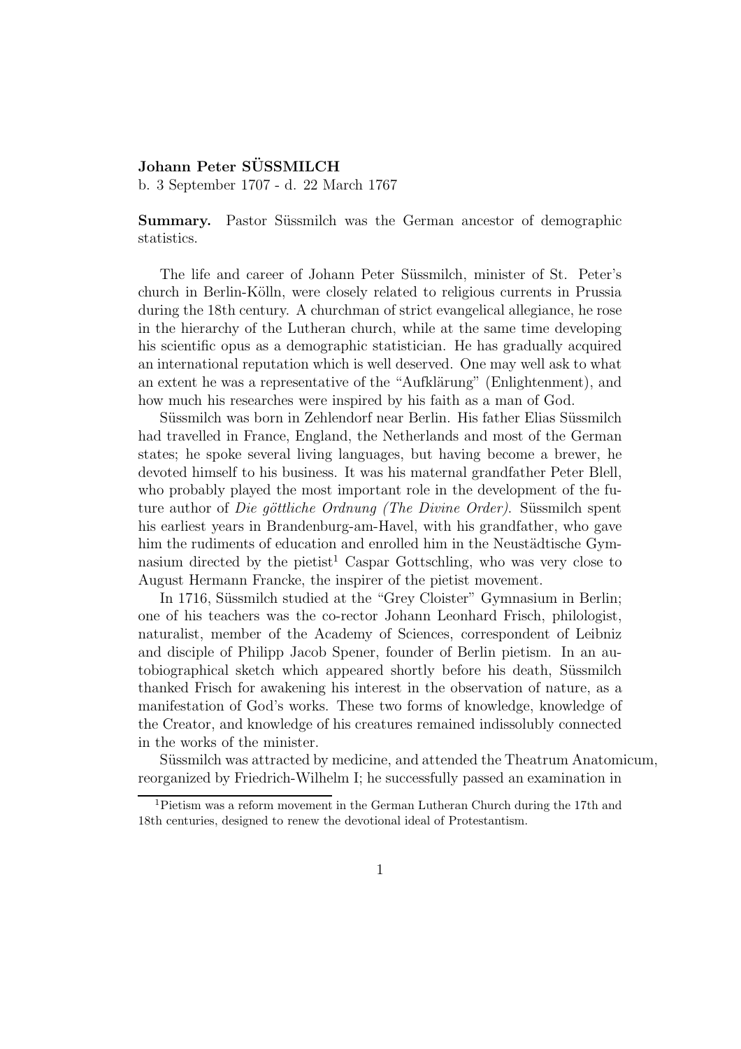**Johann Peter SÜSSMILCH**
b. 3 September 1707 - d. 22 March 1767

**Summary.** Pastor Süssmilch was the German ancestor of demographic statistics.

The life and career of Johann Peter Süssmilch, minister of St. Peter's church in Berlin-Kölln, were closely related to religious currents in Prussia during the 18th century. A churchman of strict evangelical allegiance, he rose in the hierarchy of the Lutheran church, while at the same time developing his scientific opus as a demographic statistician. He has gradually acquired an international reputation which is well deserved. One may well ask to what an extent he was a representative of the "Aufklärung" (Enlightenment), and how much his researches were inspired by his faith as a man of God.

Süssmilch was born in Zehlendorf near Berlin. His father Elias Süssmilch had travelled in France, England, the Netherlands and most of the German states; he spoke several living languages, but having become a brewer, he devoted himself to his business. It was his maternal grandfather Peter Blell, who probably played the most important role in the development of the future author of *Die göttliche Ordnung (The Divine Order)*. Süssmilch spent his earliest years in Brandenburg-am-Havel, with his grandfather, who gave him the rudiments of education and enrolled him in the Neustädtische Gymnasium directed by the pietist[1] Caspar Gottschling, who was very close to August Hermann Francke, the inspirer of the pietist movement.

In 1716, Süssmilch studied at the "Grey Cloister" Gymnasium in Berlin; one of his teachers was the co-rector Johann Leonhard Frisch, philologist, naturalist, member of the Academy of Sciences, correspondent of Leibniz and disciple of Philipp Jacob Spener, founder of Berlin pietism. In an autobiographical sketch which appeared shortly before his death, Süssmilch thanked Frisch for awakening his interest in the observation of nature, as a manifestation of God's works. These two forms of knowledge, knowledge of the Creator, and knowledge of his creatures remained indissolubly connected in the works of the minister.

Süssmilch was attracted by medicine, and attended the Theatrum Anatomicum, reorganized by Friedrich-Wilhelm I; he successfully passed an examination in

[1] Pietism was a reform movement in the German Lutheran Church during the 17th and 18th centuries, designed to renew the devotional ideal of Protestantism.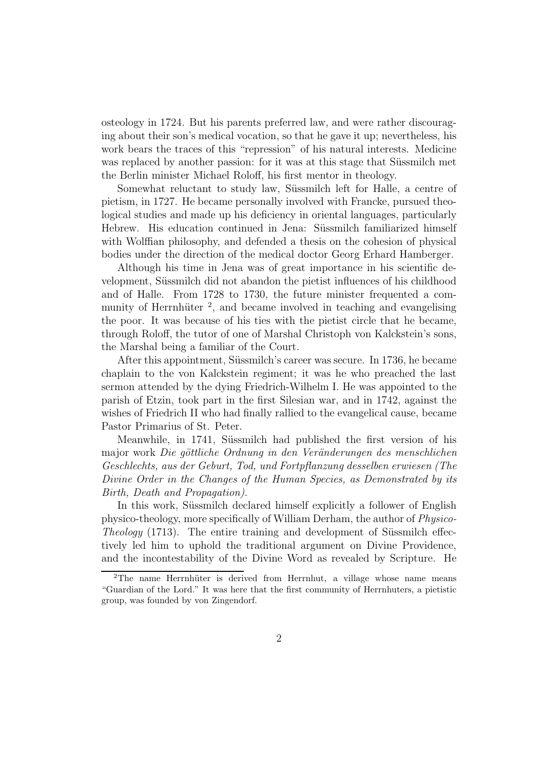osteology in 1724. But his parents preferred law, and were rather discouraging about their son's medical vocation, so that he gave it up; nevertheless, his work bears the traces of this "repression" of his natural interests. Medicine was replaced by another passion: for it was at this stage that Süssmilch met the Berlin minister Michael Roloff, his first mentor in theology.

Somewhat reluctant to study law, Süssmilch left for Halle, a centre of pietism, in 1727. He became personally involved with Francke, pursued theological studies and made up his deficiency in oriental languages, particularly Hebrew. His education continued in Jena: Süssmilch familiarized himself with Wolffian philosophy, and defended a thesis on the cohesion of physical bodies under the direction of the medical doctor Georg Erhard Hamberger.

Although his time in Jena was of great importance in his scientific development, Süssmilch did not abandon the pietist influences of his childhood and of Halle. From 1728 to 1730, the future minister frequented a community of Herrnhüter [2], and became involved in teaching and evangelising the poor. It was because of his ties with the pietist circle that he became, through Roloff, the tutor of one of Marshal Christoph von Kalckstein's sons, the Marshal being a familiar of the Court.

After this appointment, Süssmilch's career was secure. In 1736, he became chaplain to the von Kalckstein regiment; it was he who preached the last sermon attended by the dying Friedrich-Wilhelm I. He was appointed to the parish of Etzin, took part in the first Silesian war, and in 1742, against the wishes of Friedrich II who had finally rallied to the evangelical cause, became Pastor Primarius of St. Peter.

Meanwhile, in 1741, Süssmilch had published the first version of his major work *Die göttliche Ordnung in den Veränderungen des menschlichen Geschlechts, aus der Geburt, Tod, und Fortpflanzung desselben erwiesen (The Divine Order in the Changes of the Human Species, as Demonstrated by its Birth, Death and Propagation)*.

In this work, Süssmilch declared himself explicitly a follower of English physico-theology, more specifically of William Derham, the author of *Physico-Theology* (1713). The entire training and development of Süssmilch effectively led him to uphold the traditional argument on Divine Providence, and the incontestability of the Divine Word as revealed by Scripture. He

[2] The name Herrnhüter is derived from Herrnhut, a village whose name means "Guardian of the Lord." It was here that the first community of Herrnhuters, a pietistic group, was founded by von Zingendorf.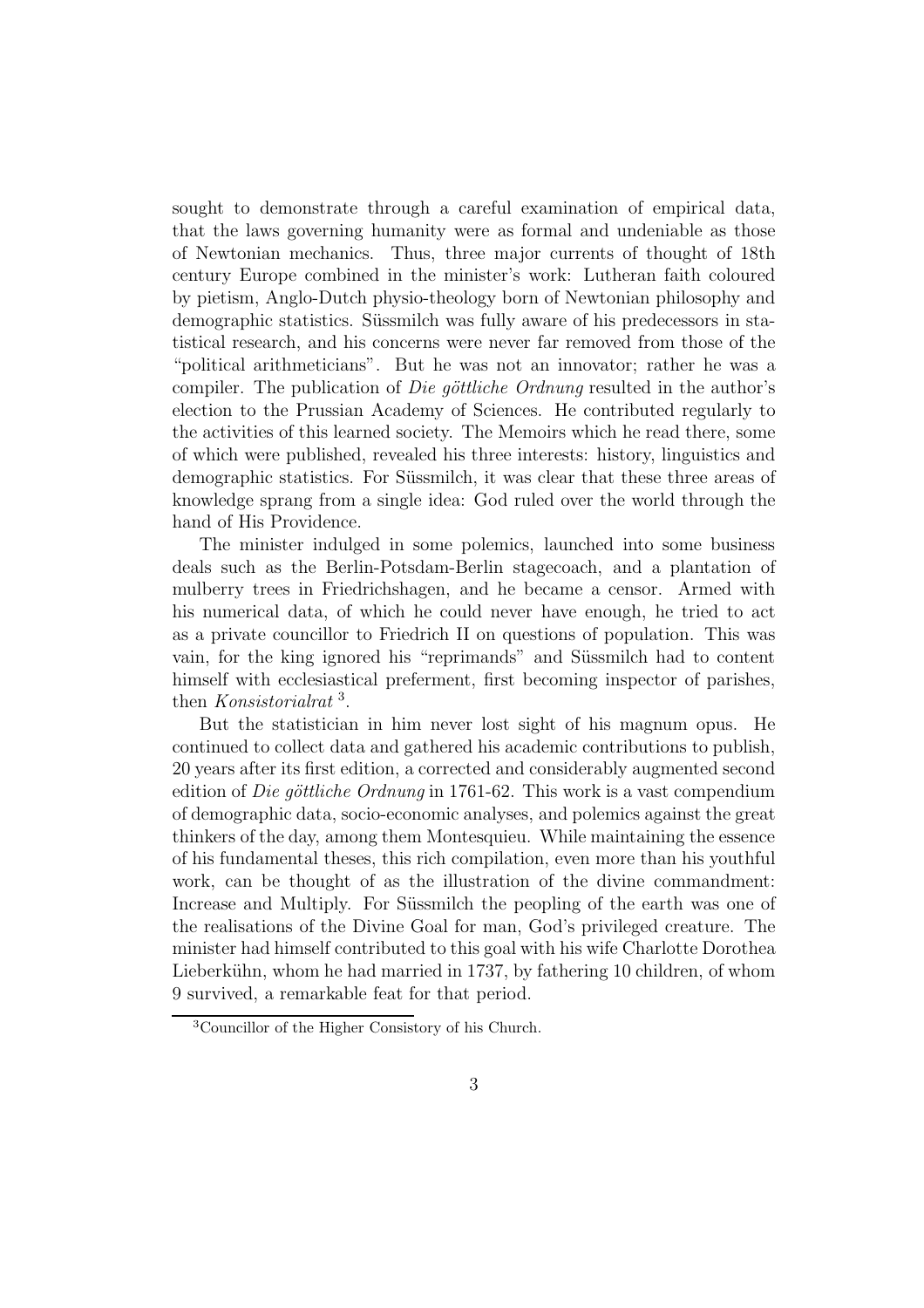sought to demonstrate through a careful examination of empirical data, that the laws governing humanity were as formal and undeniable as those of Newtonian mechanics. Thus, three major currents of thought of 18th century Europe combined in the minister's work: Lutheran faith coloured by pietism, Anglo-Dutch physio-theology born of Newtonian philosophy and demographic statistics. Süssmilch was fully aware of his predecessors in statistical research, and his concerns were never far removed from those of the "political arithmeticians". But he was not an innovator; rather he was a compiler. The publication of *Die göttliche Ordnung* resulted in the author's election to the Prussian Academy of Sciences. He contributed regularly to the activities of this learned society. The Memoirs which he read there, some of which were published, revealed his three interests: history, linguistics and demographic statistics. For Süssmilch, it was clear that these three areas of knowledge sprang from a single idea: God ruled over the world through the hand of His Providence.

The minister indulged in some polemics, launched into some business deals such as the Berlin-Potsdam-Berlin stagecoach, and a plantation of mulberry trees in Friedrichshagen, and he became a censor. Armed with his numerical data, of which he could never have enough, he tried to act as a private councillor to Friedrich II on questions of population. This was vain, for the king ignored his "reprimands" and Süssmilch had to content himself with ecclesiastical preferment, first becoming inspector of parishes, then *Konsistorialrat*[3].

But the statistician in him never lost sight of his magnum opus. He continued to collect data and gathered his academic contributions to publish, 20 years after its first edition, a corrected and considerably augmented second edition of *Die göttliche Ordnung* in 1761-62. This work is a vast compendium of demographic data, socio-economic analyses, and polemics against the great thinkers of the day, among them Montesquieu. While maintaining the essence of his fundamental theses, this rich compilation, even more than his youthful work, can be thought of as the illustration of the divine commandment: Increase and Multiply. For Süssmilch the peopling of the earth was one of the realisations of the Divine Goal for man, God's privileged creature. The minister had himself contributed to this goal with his wife Charlotte Dorothea Lieberkühn, whom he had married in 1737, by fathering 10 children, of whom 9 survived, a remarkable feat for that period.

[3] Councillor of the Higher Consistory of his Church.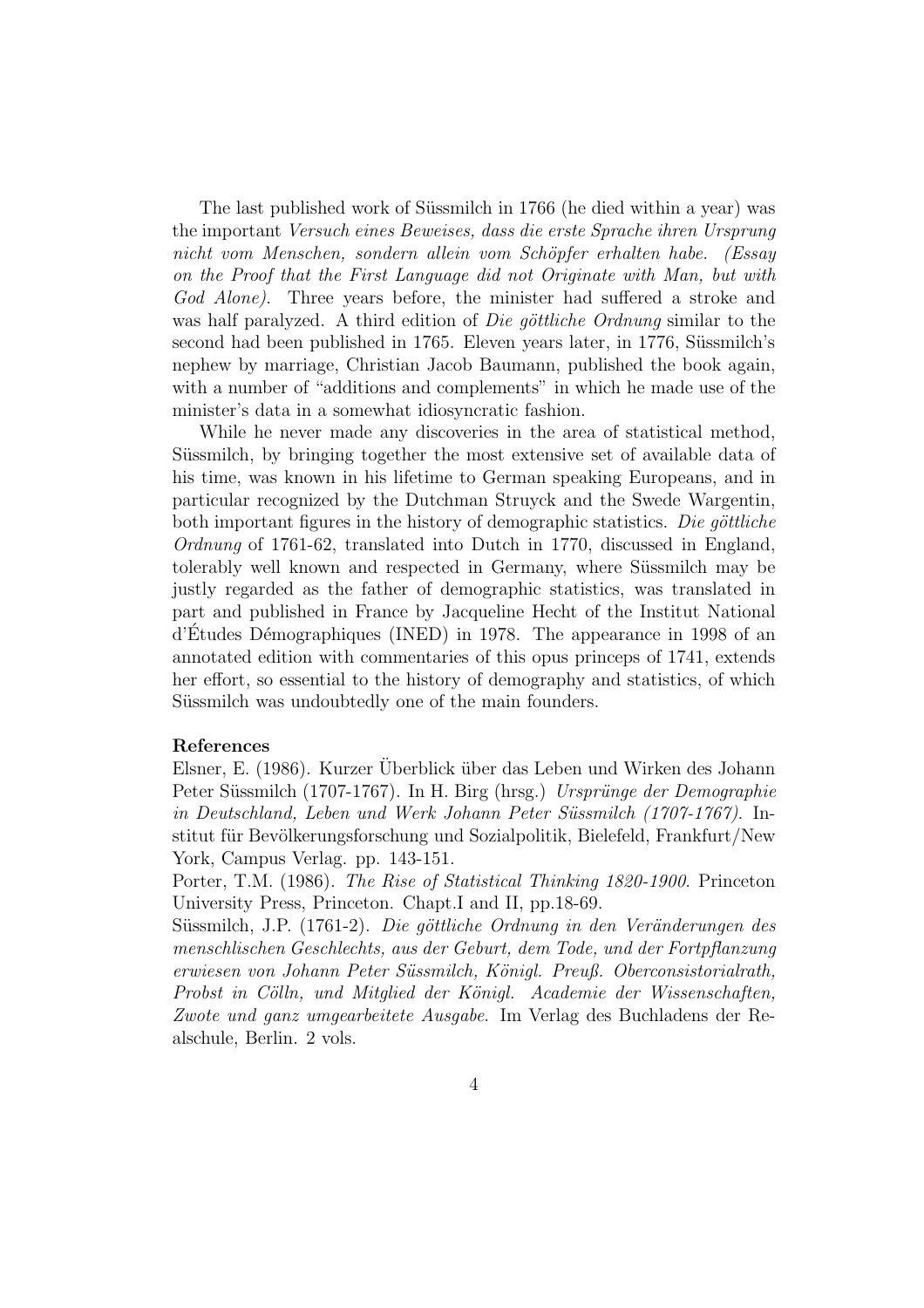The last published work of Süssmilch in 1766 (he died within a year) was the important *Versuch eines Beweises, dass die erste Sprache ihren Ursprung nicht vom Menschen, sondern allein vom Schöpfer erhalten habe. (Essay on the Proof that the First Language did not Originate with Man, but with God Alone).* Three years before, the minister had suffered a stroke and was half paralyzed. A third edition of *Die göttliche Ordnung* similar to the second had been published in 1765. Eleven years later, in 1776, Süssmilch's nephew by marriage, Christian Jacob Baumann, published the book again, with a number of "additions and complements" in which he made use of the minister's data in a somewhat idiosyncratic fashion.

While he never made any discoveries in the area of statistical method, Süssmilch, by bringing together the most extensive set of available data of his time, was known in his lifetime to German speaking Europeans, and in particular recognized by the Dutchman Struyck and the Swede Wargentin, both important figures in the history of demographic statistics. *Die göttliche Ordnung* of 1761-62, translated into Dutch in 1770, discussed in England, tolerably well known and respected in Germany, where Süssmilch may be justly regarded as the father of demographic statistics, was translated in part and published in France by Jacqueline Hecht of the Institut National d'Études Démographiques (INED) in 1978. The appearance in 1998 of an annotated edition with commentaries of this opus princeps of 1741, extends her effort, so essential to the history of demography and statistics, of which Süssmilch was undoubtedly one of the main founders.

**References**

Elsner, E. (1986). Kurzer Überblick über das Leben und Wirken des Johann Peter Süssmilch (1707-1767). In H. Birg (hrsg.) *Ursprünge der Demographie in Deutschland, Leben und Werk Johann Peter Süssmilch (1707-1767).* Institut für Bevölkerungsforschung und Sozialpolitik, Bielefeld, Frankfurt/New York, Campus Verlag. pp. 143-151.

Porter, T.M. (1986). *The Rise of Statistical Thinking 1820-1900*. Princeton University Press, Princeton. Chapt.I and II, pp.18-69.

Süssmilch, J.P. (1761-2). *Die göttliche Ordnung in den Veränderungen des menschlischen Geschlechts, aus der Geburt, dem Tode, und der Fortpflanzung erwiesen von Johann Peter Süssmilch, Königl. Preuß. Oberconsistorialrath, Probst in Cölln, und Mitglied der Königl. Academie der Wissenschaften, Zwote und ganz umgearbeitete Ausgabe*. Im Verlag des Buchladens der Realschule, Berlin. 2 vols.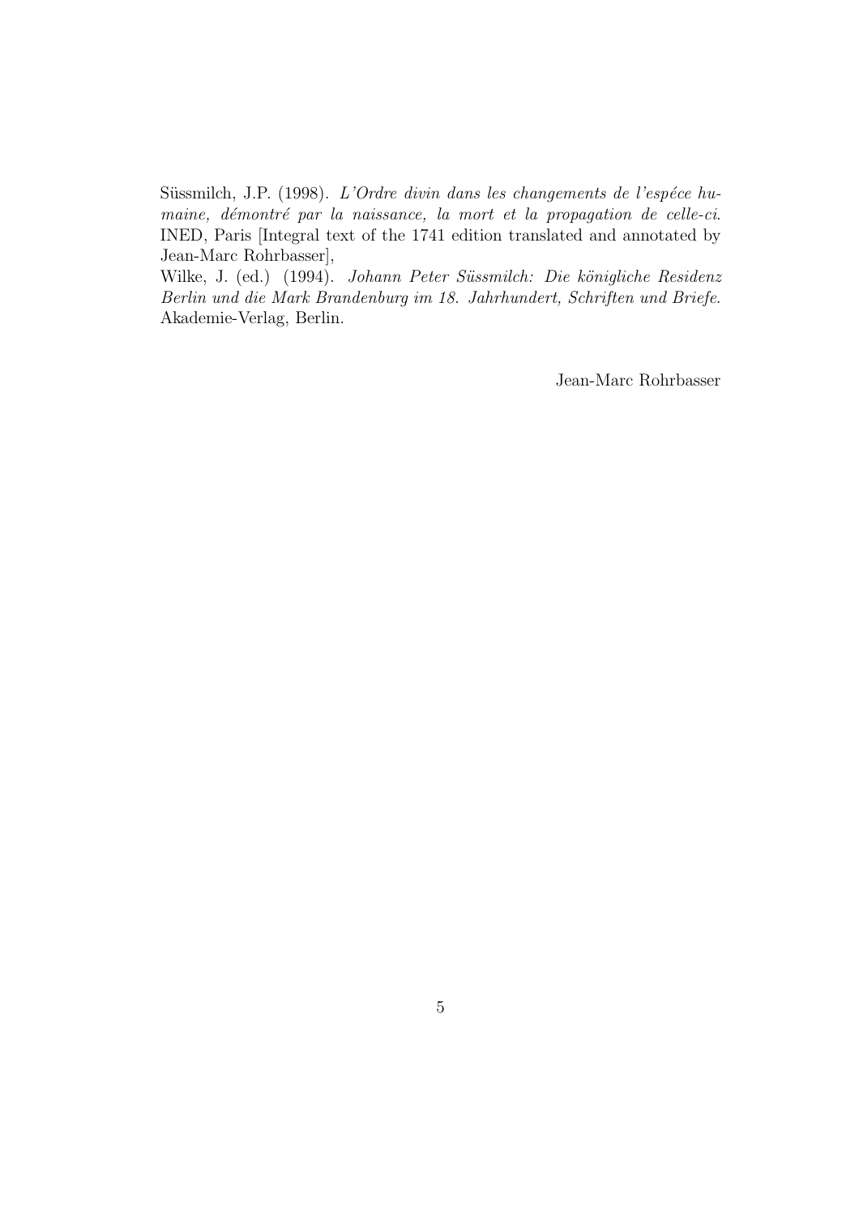Süssmilch, J.P. (1998). *L'Ordre divin dans les changements de l'espéce humaine, démontré par la naissance, la mort et la propagation de celle-ci*. INED, Paris [Integral text of the 1741 edition translated and annotated by Jean-Marc Rohrbasser],

Wilke, J. (ed.) (1994). *Johann Peter Süssmilch: Die königliche Residenz Berlin und die Mark Brandenburg im 18. Jahrhundert, Schriften und Briefe*. Akademie-Verlag, Berlin.

Jean-Marc Rohrbasser